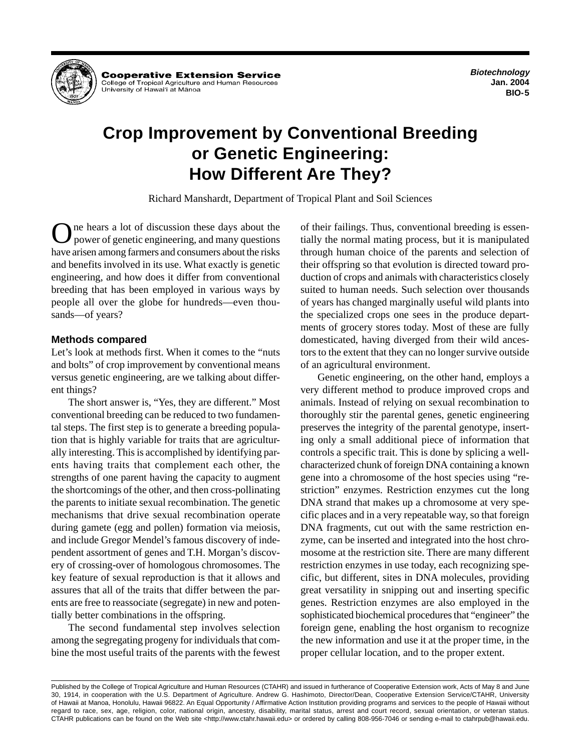Cooperative Extension Service
College of Tropical Agriculture and Human Resources
University of Hawai'i at Mānoa

***Biotechnology***
**Jan. 2004**
**BIO-5**

# Crop Improvement by Conventional Breeding or Genetic Engineering: How Different Are They?

Richard Manshardt, Department of Tropical Plant and Soil Sciences

One hears a lot of discussion these days about the power of genetic engineering, and many questions have arisen among farmers and consumers about the risks and benefits involved in its use. What exactly is genetic engineering, and how does it differ from conventional breeding that has been employed in various ways by people all over the globe for hundreds—even thousands—of years?

### Methods compared

Let's look at methods first. When it comes to the "nuts and bolts" of crop improvement by conventional means versus genetic engineering, are we talking about different things?

The short answer is, "Yes, they are different." Most conventional breeding can be reduced to two fundamental steps. The first step is to generate a breeding population that is highly variable for traits that are agriculturally interesting. This is accomplished by identifying parents having traits that complement each other, the strengths of one parent having the capacity to augment the shortcomings of the other, and then cross-pollinating the parents to initiate sexual recombination. The genetic mechanisms that drive sexual recombination operate during gamete (egg and pollen) formation via meiosis, and include Gregor Mendel's famous discovery of independent assortment of genes and T.H. Morgan's discovery of crossing-over of homologous chromosomes. The key feature of sexual reproduction is that it allows and assures that all of the traits that differ between the parents are free to reassociate (segregate) in new and potentially better combinations in the offspring.

The second fundamental step involves selection among the segregating progeny for individuals that combine the most useful traits of the parents with the fewest of their failings. Thus, conventional breeding is essentially the normal mating process, but it is manipulated through human choice of the parents and selection of their offspring so that evolution is directed toward production of crops and animals with characteristics closely suited to human needs. Such selection over thousands of years has changed marginally useful wild plants into the specialized crops one sees in the produce departments of grocery stores today. Most of these are fully domesticated, having diverged from their wild ancestors to the extent that they can no longer survive outside of an agricultural environment.

Genetic engineering, on the other hand, employs a very different method to produce improved crops and animals. Instead of relying on sexual recombination to thoroughly stir the parental genes, genetic engineering preserves the integrity of the parental genotype, inserting only a small additional piece of information that controls a specific trait. This is done by splicing a well-characterized chunk of foreign DNA containing a known gene into a chromosome of the host species using "restriction" enzymes. Restriction enzymes cut the long DNA strand that makes up a chromosome at very specific places and in a very repeatable way, so that foreign DNA fragments, cut out with the same restriction enzyme, can be inserted and integrated into the host chromosome at the restriction site. There are many different restriction enzymes in use today, each recognizing specific, but different, sites in DNA molecules, providing great versatility in snipping out and inserting specific genes. Restriction enzymes are also employed in the sophisticated biochemical procedures that "engineer" the foreign gene, enabling the host organism to recognize the new information and use it at the proper time, in the proper cellular location, and to the proper extent.

Published by the College of Tropical Agriculture and Human Resources (CTAHR) and issued in furtherance of Cooperative Extension work, Acts of May 8 and June 30, 1914, in cooperation with the U.S. Department of Agriculture. Andrew G. Hashimoto, Director/Dean, Cooperative Extension Service/CTAHR, University of Hawaii at Manoa, Honolulu, Hawaii 96822. An Equal Opportunity / Affirmative Action Institution providing programs and services to the people of Hawaii without regard to race, sex, age, religion, color, national origin, ancestry, disability, marital status, arrest and court record, sexual orientation, or veteran status. CTAHR publications can be found on the Web site <http://www.ctahr.hawaii.edu> or ordered by calling 808-956-7046 or sending e-mail to ctahrpub@hawaii.edu.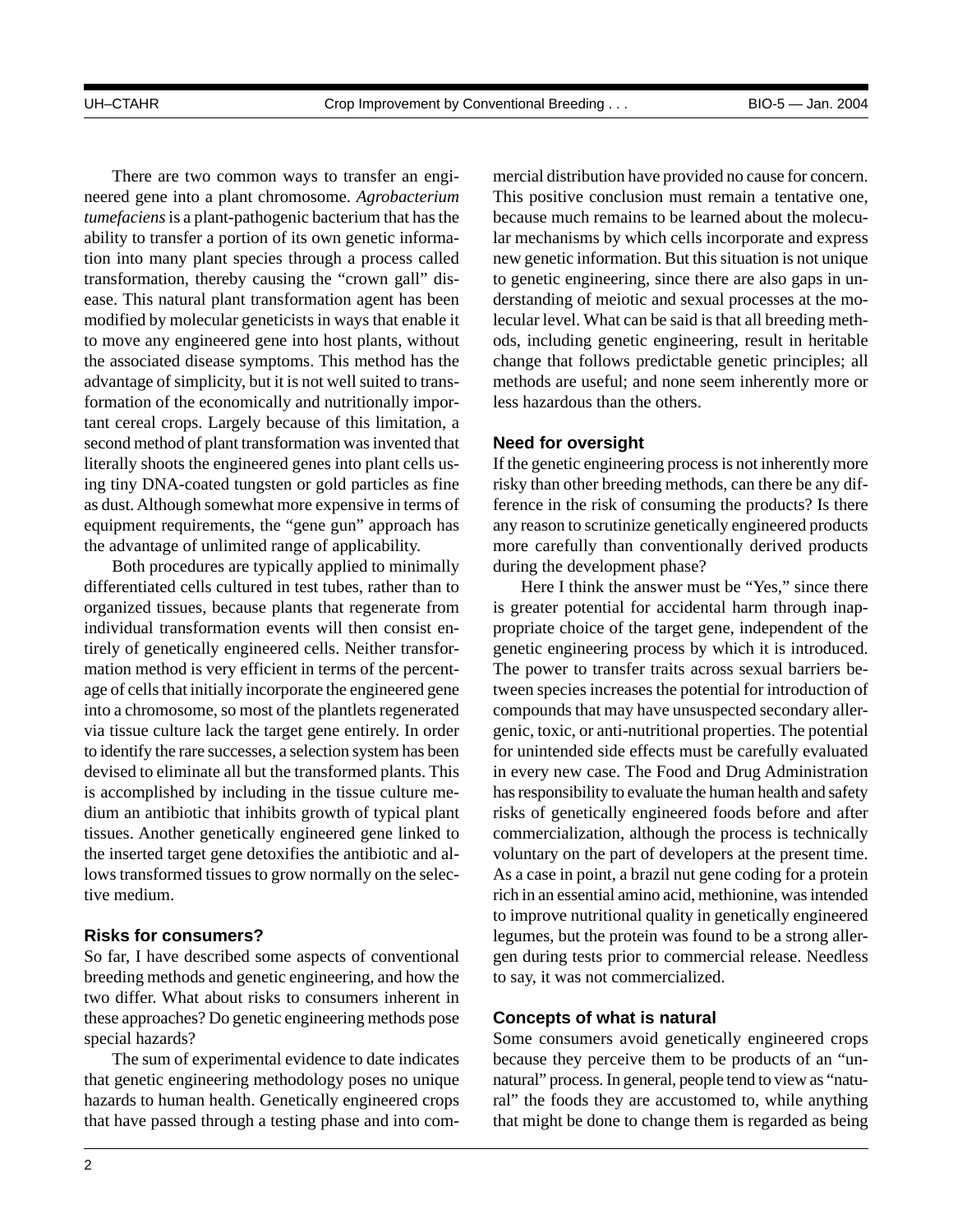There are two common ways to transfer an engineered gene into a plant chromosome. *Agrobacterium tumefaciens* is a plant-pathogenic bacterium that has the ability to transfer a portion of its own genetic information into many plant species through a process called transformation, thereby causing the "crown gall" disease. This natural plant transformation agent has been modified by molecular geneticists in ways that enable it to move any engineered gene into host plants, without the associated disease symptoms. This method has the advantage of simplicity, but it is not well suited to transformation of the economically and nutritionally important cereal crops. Largely because of this limitation, a second method of plant transformation was invented that literally shoots the engineered genes into plant cells using tiny DNA-coated tungsten or gold particles as fine as dust. Although somewhat more expensive in terms of equipment requirements, the "gene gun" approach has the advantage of unlimited range of applicability.

Both procedures are typically applied to minimally differentiated cells cultured in test tubes, rather than to organized tissues, because plants that regenerate from individual transformation events will then consist entirely of genetically engineered cells. Neither transformation method is very efficient in terms of the percentage of cells that initially incorporate the engineered gene into a chromosome, so most of the plantlets regenerated via tissue culture lack the target gene entirely. In order to identify the rare successes, a selection system has been devised to eliminate all but the transformed plants. This is accomplished by including in the tissue culture medium an antibiotic that inhibits growth of typical plant tissues. Another genetically engineered gene linked to the inserted target gene detoxifies the antibiotic and allows transformed tissues to grow normally on the selective medium.

### Risks for consumers?

So far, I have described some aspects of conventional breeding methods and genetic engineering, and how the two differ. What about risks to consumers inherent in these approaches? Do genetic engineering methods pose special hazards?

The sum of experimental evidence to date indicates that genetic engineering methodology poses no unique hazards to human health. Genetically engineered crops that have passed through a testing phase and into commercial distribution have provided no cause for concern. This positive conclusion must remain a tentative one, because much remains to be learned about the molecular mechanisms by which cells incorporate and express new genetic information. But this situation is not unique to genetic engineering, since there are also gaps in understanding of meiotic and sexual processes at the molecular level. What can be said is that all breeding methods, including genetic engineering, result in heritable change that follows predictable genetic principles; all methods are useful; and none seem inherently more or less hazardous than the others.

### Need for oversight

If the genetic engineering process is not inherently more risky than other breeding methods, can there be any difference in the risk of consuming the products? Is there any reason to scrutinize genetically engineered products more carefully than conventionally derived products during the development phase?

Here I think the answer must be "Yes," since there is greater potential for accidental harm through inappropriate choice of the target gene, independent of the genetic engineering process by which it is introduced. The power to transfer traits across sexual barriers between species increases the potential for introduction of compounds that may have unsuspected secondary allergenic, toxic, or anti-nutritional properties. The potential for unintended side effects must be carefully evaluated in every new case. The Food and Drug Administration has responsibility to evaluate the human health and safety risks of genetically engineered foods before and after commercialization, although the process is technically voluntary on the part of developers at the present time. As a case in point, a brazil nut gene coding for a protein rich in an essential amino acid, methionine, was intended to improve nutritional quality in genetically engineered legumes, but the protein was found to be a strong allergen during tests prior to commercial release. Needless to say, it was not commercialized.

### Concepts of what is natural

Some consumers avoid genetically engineered crops because they perceive them to be products of an "unnatural" process. In general, people tend to view as "natural" the foods they are accustomed to, while anything that might be done to change them is regarded as being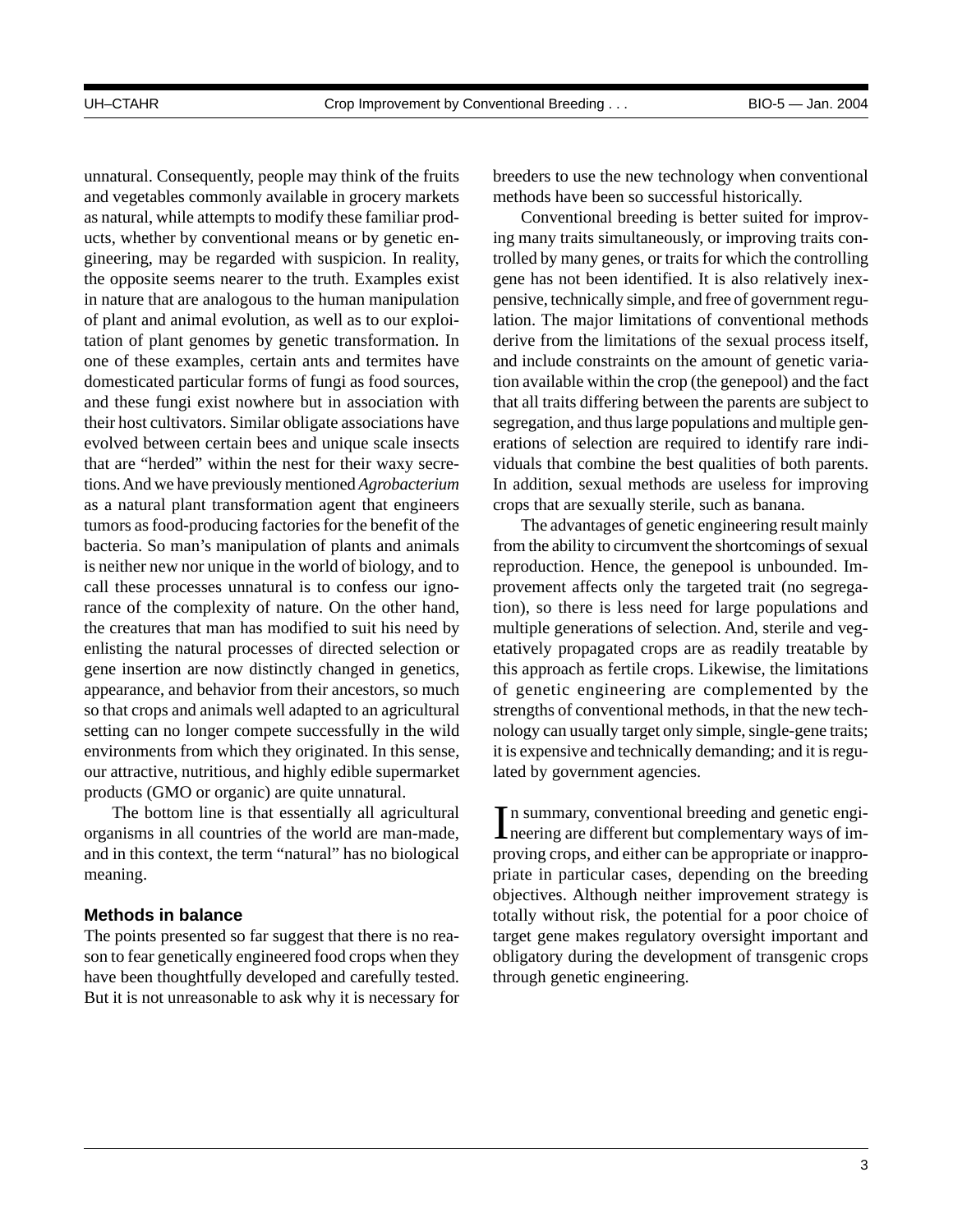unnatural. Consequently, people may think of the fruits and vegetables commonly available in grocery markets as natural, while attempts to modify these familiar products, whether by conventional means or by genetic engineering, may be regarded with suspicion. In reality, the opposite seems nearer to the truth. Examples exist in nature that are analogous to the human manipulation of plant and animal evolution, as well as to our exploitation of plant genomes by genetic transformation. In one of these examples, certain ants and termites have domesticated particular forms of fungi as food sources, and these fungi exist nowhere but in association with their host cultivators. Similar obligate associations have evolved between certain bees and unique scale insects that are "herded" within the nest for their waxy secretions. And we have previously mentioned *Agrobacterium* as a natural plant transformation agent that engineers tumors as food-producing factories for the benefit of the bacteria. So man's manipulation of plants and animals is neither new nor unique in the world of biology, and to call these processes unnatural is to confess our ignorance of the complexity of nature. On the other hand, the creatures that man has modified to suit his need by enlisting the natural processes of directed selection or gene insertion are now distinctly changed in genetics, appearance, and behavior from their ancestors, so much so that crops and animals well adapted to an agricultural setting can no longer compete successfully in the wild environments from which they originated. In this sense, our attractive, nutritious, and highly edible supermarket products (GMO or organic) are quite unnatural.

The bottom line is that essentially all agricultural organisms in all countries of the world are man-made, and in this context, the term "natural" has no biological meaning.

### Methods in balance

The points presented so far suggest that there is no reason to fear genetically engineered food crops when they have been thoughtfully developed and carefully tested. But it is not unreasonable to ask why it is necessary for breeders to use the new technology when conventional methods have been so successful historically.

Conventional breeding is better suited for improving many traits simultaneously, or improving traits controlled by many genes, or traits for which the controlling gene has not been identified. It is also relatively inexpensive, technically simple, and free of government regulation. The major limitations of conventional methods derive from the limitations of the sexual process itself, and include constraints on the amount of genetic variation available within the crop (the genepool) and the fact that all traits differing between the parents are subject to segregation, and thus large populations and multiple generations of selection are required to identify rare individuals that combine the best qualities of both parents. In addition, sexual methods are useless for improving crops that are sexually sterile, such as banana.

The advantages of genetic engineering result mainly from the ability to circumvent the shortcomings of sexual reproduction. Hence, the genepool is unbounded. Improvement affects only the targeted trait (no segregation), so there is less need for large populations and multiple generations of selection. And, sterile and vegetatively propagated crops are as readily treatable by this approach as fertile crops. Likewise, the limitations of genetic engineering are complemented by the strengths of conventional methods, in that the new technology can usually target only simple, single-gene traits; it is expensive and technically demanding; and it is regulated by government agencies.

In summary, conventional breeding and genetic engineering are different but complementary ways of improving crops, and either can be appropriate or inappropriate in particular cases, depending on the breeding objectives. Although neither improvement strategy is totally without risk, the potential for a poor choice of target gene makes regulatory oversight important and obligatory during the development of transgenic crops through genetic engineering.